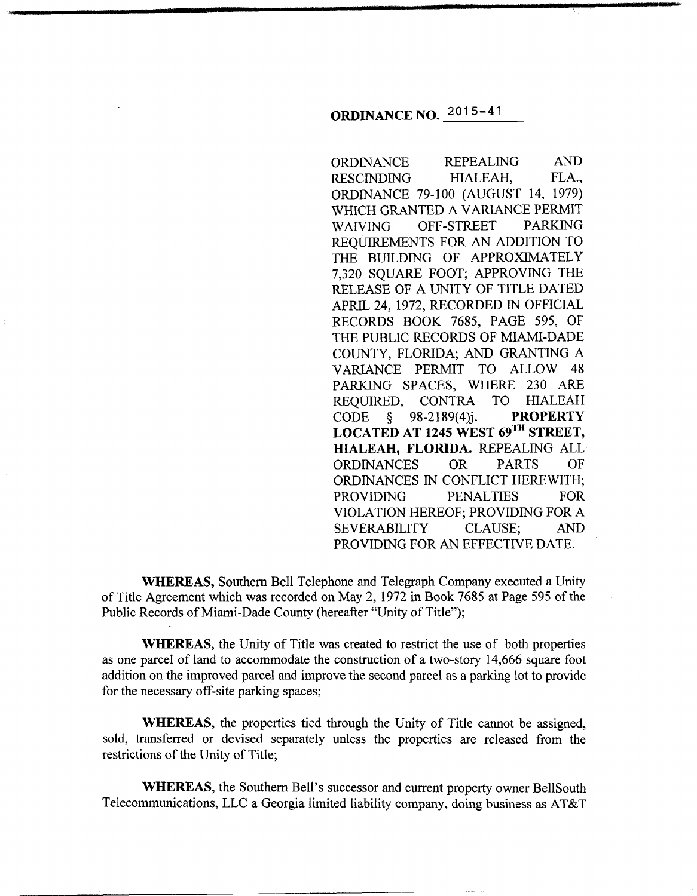# ORDINANCE NO. 2015-41

ORDINANCE REPEALING AND RESCINDING HIALEAH, FLA., ORDINANCE 79-100 (AUGUST 14, 1979) WHICH GRANTED A VARIANCE PERMIT WAIVING OFF-STREET PARKING REQUIREMENTS FOR AN ADDITION TO THE BUILDING OF APPROXIMATELY 7,320 SQUARE FOOT; APPROVING THE RELEASE OF A UNITY OF TITLE DATED APRIL 24, 1972, RECORDED IN OFFICIAL RECORDS BOOK 7685, PAGE 595, OF THE PUBLIC RECORDS OF MIAMI-DADE COUNTY, FLORIDA; AND GRANTING A VARIANCE PERMIT TO ALLOW 48 PARKING SPACES, WHERE 230 ARE REQUIRED, CONTRA TO HIALEAH CODE § 98-2189(4)j. **PROPERTY LOCATED AT 1245 WEST 69TH STREET, HIALEAH, FLORIDA.** REPEALING ALL ORDINANCES OR PARTS OF ORDINANCES IN CONFLICT HEREWITH; PROVIDING PENALTIES FOR VIOLATION HEREOF; PROVIDING FOR A SEVERABILITY CLAUSE; AND PROVIDING FOR AN EFFECTIVE DATE.

**WHEREAS,** Southern Bell Telephone and Telegraph Company executed a Unity of Title Agreement which was recorded on May 2, 1972 in Book 7685 at Page 595 of the Public Records of Miami-Dade County (hereafter "Unity of Title");

**WHEREAS,** the Unity of Title was created to restrict the use of both properties as one parcel of land to accommodate the construction of a two-story 14,666 square foot addition on the improved parcel and improve the second parcel as a parking lot to provide for the necessary off-site parking spaces;

**WHEREAS,** the properties tied through the Unity of Title cannot be assigned, sold, transferred or devised separately unless the properties are released from the restrictions of the Unity of Title;

**WHEREAS,** the Southern Bell's successor and current property owner BellSouth Telecommunications, LLC a Georgia limited liability company, doing business as AT&T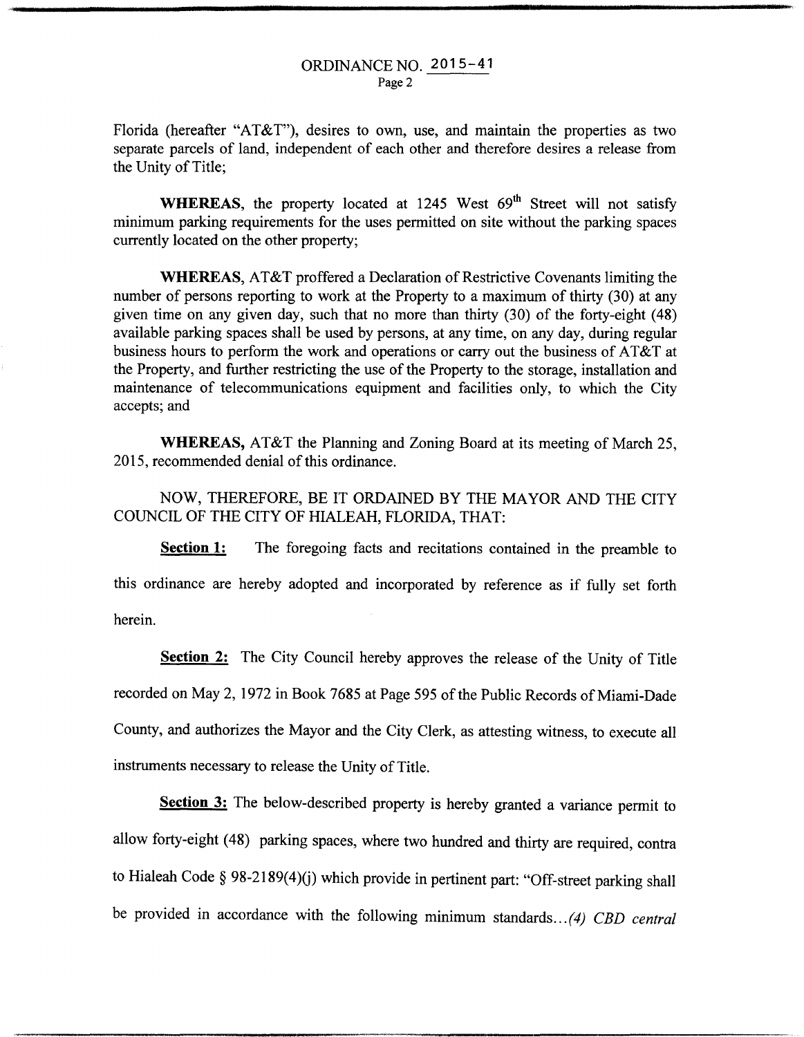ORDINANCE NO. 2015-41

Florida (hereafter "AT&T"), desires to own, use, and maintain the properties as two separate parcels of land, independent of each other and therefore desires a release from the Unity of Title;

**WHEREAS**, the property located at 1245 West 69th Street will not satisfy minimum parking requirements for the uses permitted on site without the parking spaces currently located on the other property;

**WHEREAS**, AT&T proffered a Declaration of Restrictive Covenants limiting the number of persons reporting to work at the Property to a maximum of thirty (30) at any given time on any given day, such that no more than thirty (30) of the forty-eight (48) available parking spaces shall be used by persons, at any time, on any day, during regular business hours to perform the work and operations or carry out the business of AT&T at the Property, and further restricting the use of the Property to the storage, installation and maintenance of telecommunications equipment and facilities only, to which the City accepts; and

**WHEREAS,** AT&T the Planning and Zoning Board at its meeting of March 25, 2015, recommended denial of this ordinance.

NOW, THEREFORE, BE IT ORDAINED BY THE MAYOR AND THE CITY COUNCIL OF THE CITY OF HIALEAH, FLORIDA, THAT:

**Section 1:** The foregoing facts and recitations contained in the preamble to this ordinance are hereby adopted and incorporated by reference as if fully set forth herein.

**Section 2:** The City Council hereby approves the release of the Unity of Title recorded on May 2, 1972 in Book 7685 at Page 595 of the Public Records of Miami-Dade County, and authorizes the Mayor and the City Clerk, as attesting witness, to execute all instruments necessary to release the Unity of Title.

**Section 3:** The below-described property is hereby granted a variance permit to allow forty-eight (48) parking spaces, where two hundred and thirty are required, contra to Hialeah Code § 98-2189(4)(j) which provide in pertinent part: "Off-street parking shall be provided in accordance with the following minimum standards...*(4) CBD central*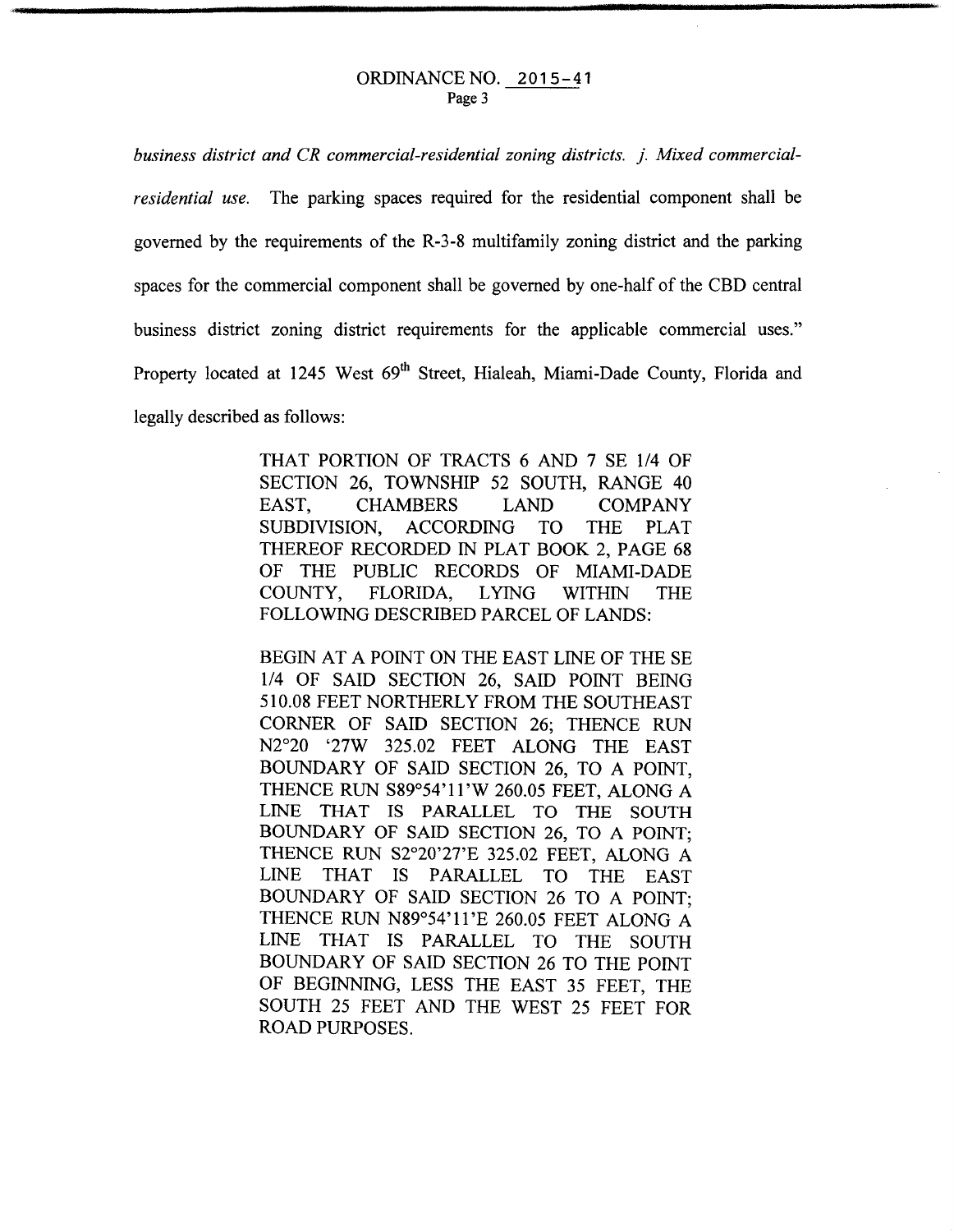*business district and CR commercial-residential zoning districts. j. Mixed commercial-residential use.* The parking spaces required for the residential component shall be governed by the requirements of the R-3-8 multifamily zoning district and the parking spaces for the commercial component shall be governed by one-half of the CBD central business district zoning district requirements for the applicable commercial uses." Property located at 1245 West 69th Street, Hialeah, Miami-Dade County, Florida and legally described as follows:

> THAT PORTION OF TRACTS 6 AND 7 SE 1/4 OF SECTION 26, TOWNSHIP 52 SOUTH, RANGE 40 EAST, CHAMBERS LAND COMPANY SUBDIVISION, ACCORDING TO THE PLAT THEREOF RECORDED IN PLAT BOOK 2, PAGE 68 OF THE PUBLIC RECORDS OF MIAMI-DADE COUNTY, FLORIDA, LYING WITHIN THE FOLLOWING DESCRIBED PARCEL OF LANDS:
>
> BEGIN AT A POINT ON THE EAST LINE OF THE SE 1/4 OF SAID SECTION 26, SAID POINT BEING 510.08 FEET NORTHERLY FROM THE SOUTHEAST CORNER OF SAID SECTION 26; THENCE RUN N2°20 '27W 325.02 FEET ALONG THE EAST BOUNDARY OF SAID SECTION 26, TO A POINT, THENCE RUN S89°54'11'W 260.05 FEET, ALONG A LINE THAT IS PARALLEL TO THE SOUTH BOUNDARY OF SAID SECTION 26, TO A POINT; THENCE RUN S2°20'27'E 325.02 FEET, ALONG A LINE THAT IS PARALLEL TO THE EAST BOUNDARY OF SAID SECTION 26 TO A POINT; THENCE RUN N89°54'11'E 260.05 FEET ALONG A LINE THAT IS PARALLEL TO THE SOUTH BOUNDARY OF SAID SECTION 26 TO THE POINT OF BEGINNING, LESS THE EAST 35 FEET, THE SOUTH 25 FEET AND THE WEST 25 FEET FOR ROAD PURPOSES.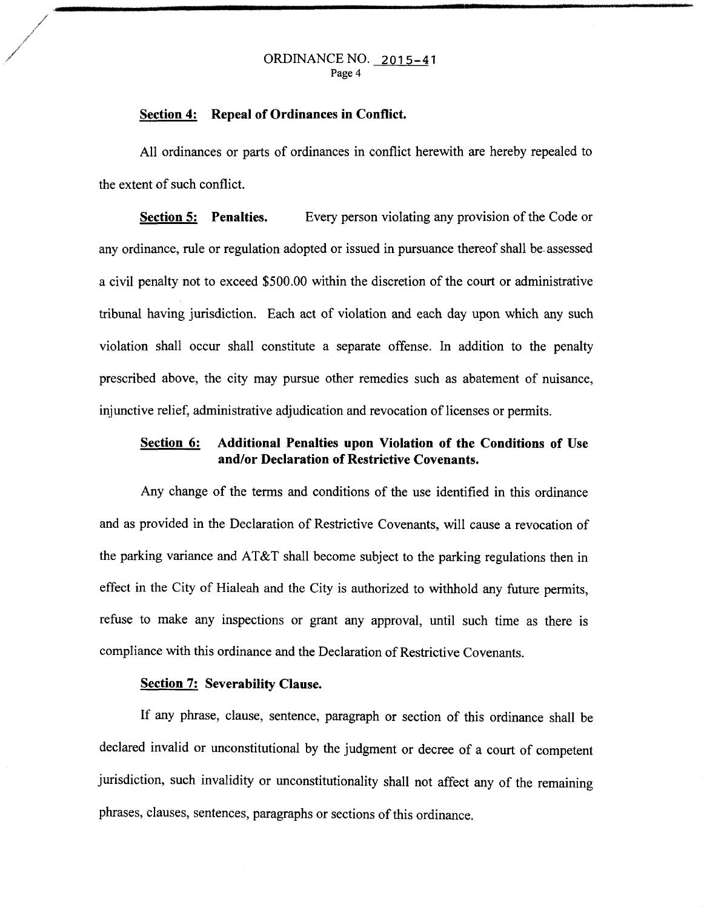**Section 4: Repeal of Ordinances in Conflict.**

All ordinances or parts of ordinances in conflict herewith are hereby repealed to the extent of such conflict.

**Section 5: Penalties.** Every person violating any provision of the Code or any ordinance, rule or regulation adopted or issued in pursuance thereof shall be assessed a civil penalty not to exceed $500.00 within the discretion of the court or administrative tribunal having jurisdiction. Each act of violation and each day upon which any such violation shall occur shall constitute a separate offense. In addition to the penalty prescribed above, the city may pursue other remedies such as abatement of nuisance, injunctive relief, administrative adjudication and revocation of licenses or permits.

**Section 6: Additional Penalties upon Violation of the Conditions of Use and/or Declaration of Restrictive Covenants.**

Any change of the terms and conditions of the use identified in this ordinance and as provided in the Declaration of Restrictive Covenants, will cause a revocation of the parking variance and AT&T shall become subject to the parking regulations then in effect in the City of Hialeah and the City is authorized to withhold any future permits, refuse to make any inspections or grant any approval, until such time as there is compliance with this ordinance and the Declaration of Restrictive Covenants.

**Section 7: Severability Clause.**

If any phrase, clause, sentence, paragraph or section of this ordinance shall be declared invalid or unconstitutional by the judgment or decree of a court of competent jurisdiction, such invalidity or unconstitutionality shall not affect any of the remaining phrases, clauses, sentences, paragraphs or sections of this ordinance.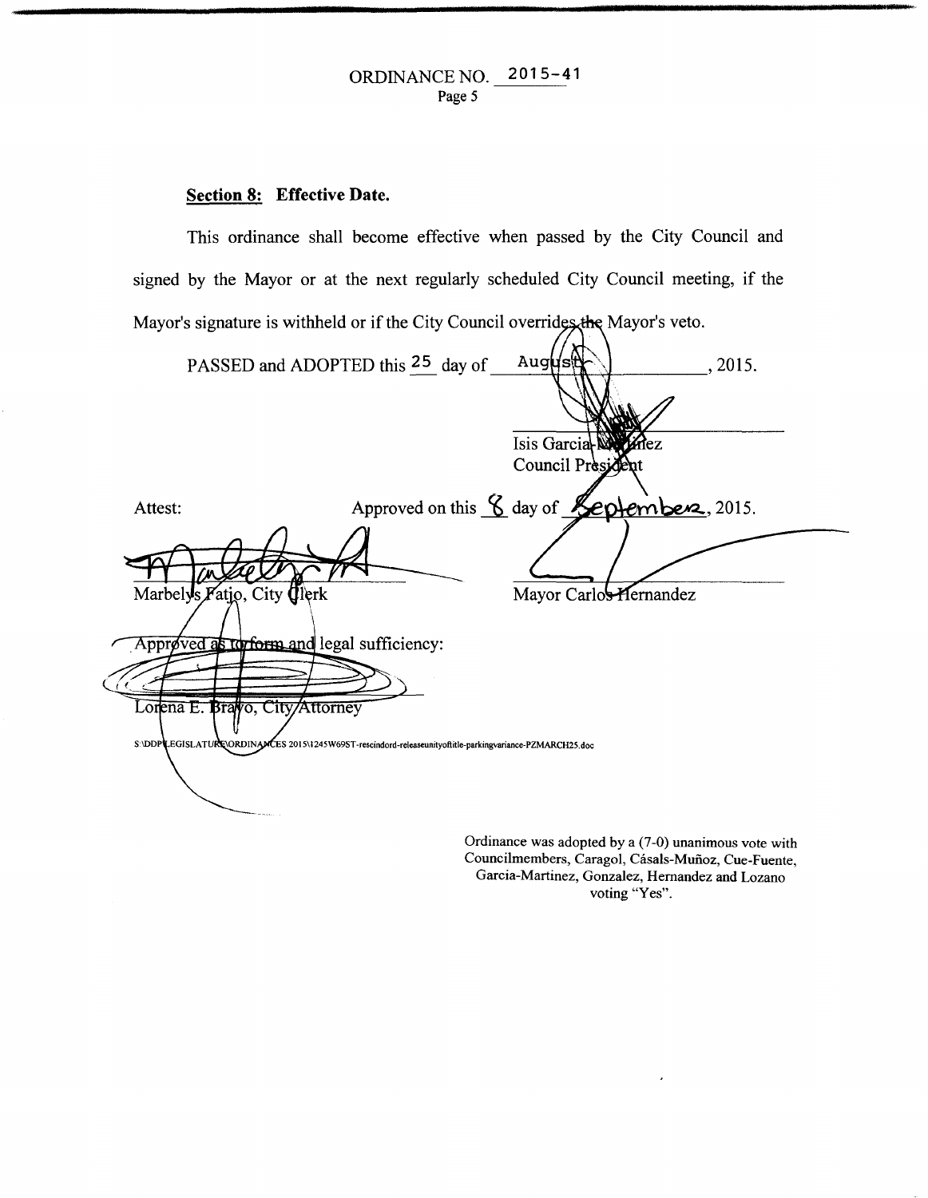ORDINANCE NO. 2015-41

**Section 8: Effective Date.**

This ordinance shall become effective when passed by the City Council and signed by the Mayor or at the next regularly scheduled City Council meeting, if the Mayor's signature is withheld or if the City Council overrides the Mayor's veto.

PASSED and ADOPTED this 25 day of August, 2015.

Isis Garcia-Martinez
Council President

Attest:

Approved on this 8 day of September, 2015.

Marbelys Fatjo, City Clerk

Mayor Carlos Hernandez

Approved as to form and legal sufficiency:

Lorena E. Bravo, City Attorney

S:\DDP\LEGISLATURE\ORDINANCES 2015\1245W69ST-rescindord-releaseunityoftitle-parkingvariance-PZMARCH25.doc

Ordinance was adopted by a (7-0) unanimous vote with Councilmembers, Caragol, Cásals-Muñoz, Cue-Fuente, Garcia-Martinez, Gonzalez, Hernandez and Lozano voting "Yes".